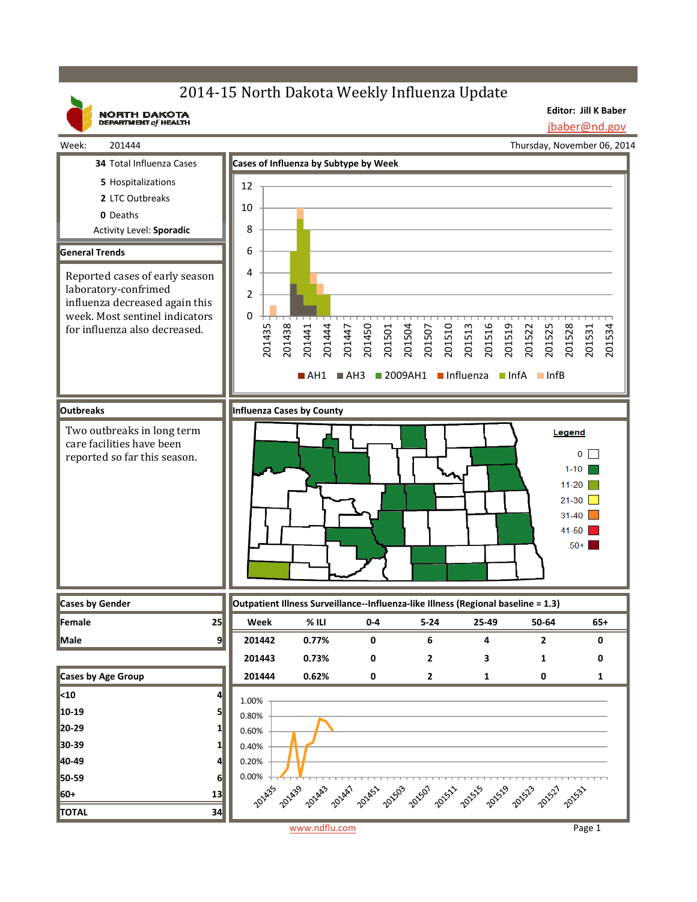# 2014-15 North Dakota Weekly Influenza Update

NORTH DAKOTA DEPARTMENT of HEALTH

**Editor: Jill K Baber**
jbaber@nd.gov

Week: 201444 — Thursday, November 06, 2014

**34** Total Influenza Cases
**5** Hospitalizations
**2** LTC Outbreaks
**0** Deaths
Activity Level: **Sporadic**

## General Trends

Reported cases of early season laboratory-confrimed influenza decreased again this week. Most sentinel indicators for influenza also decreased.

## Cases of Influenza by Subtype by Week

Legend: AH1, AH3, 2009AH1, Influenza, InfA, InfB

## Outbreaks

Two outbreaks in long term care facilities have been reported so far this season.

## Influenza Cases by County

Legend: 0; 1-10; 11-20; 21-30; 31-40; 41-50; 50+

## Cases by Gender

| | |
|---|---|
| Female | 25 |
| Male | 9 |

## Cases by Age Group

| | |
|---|---|
| <10 | 4 |
| 10-19 | 5 |
| 20-29 | 1 |
| 30-39 | 1 |
| 40-49 | 4 |
| 50-59 | 6 |
| 60+ | 13 |
| TOTAL | 34 |

## Outpatient Illness Surveillance--Influenza-like Illness (Regional baseline = 1.3)

| Week | % ILI | 0-4 | 5-24 | 25-49 | 50-64 | 65+ |
|---|---|---|---|---|---|---|
| 201442 | 0.77% | 0 | 6 | 4 | 2 | 0 |
| 201443 | 0.73% | 0 | 2 | 3 | 1 | 0 |
| 201444 | 0.62% | 0 | 2 | 1 | 0 | 1 |

www.ndflu.com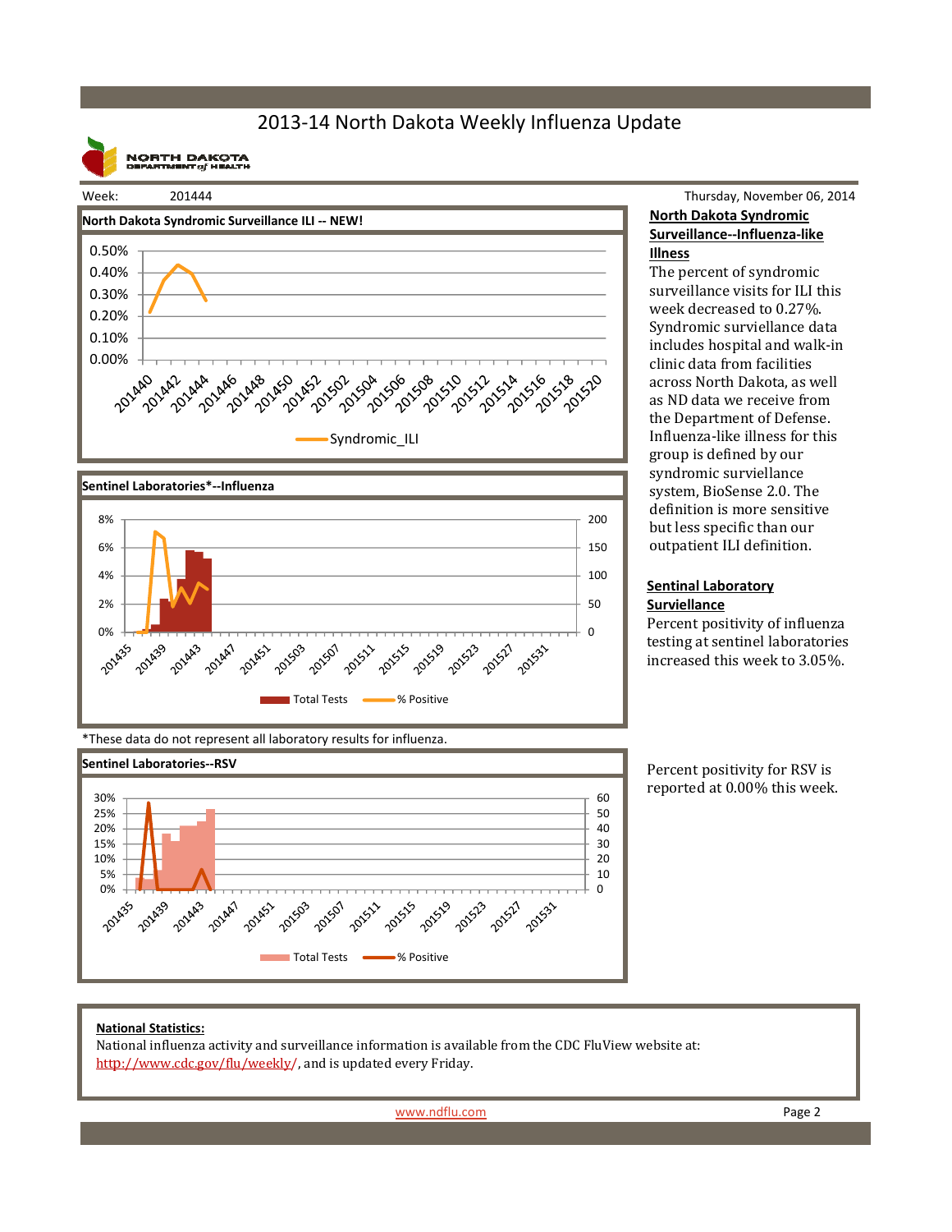# 2013-14 North Dakota Weekly Influenza Update

NORTH DAKOTA DEPARTMENT of HEALTH

Week: 201444

Thursday, November 06, 2014

## North Dakota Syndromic Surveillance ILI -- NEW!

0.50%
0.40%
0.30%
0.20%
0.10%
0.00%

201440 201442 201444 201446 201448 201450 201452 201502 201504 201506 201508 201510 201512 201514 201516 201518 201520

Syndromic_ILI

### North Dakota Syndromic Surveillance--Influenza-like Illness

The percent of syndromic surveillance visits for ILI this week decreased to 0.27%. Syndromic surveillance data includes hospital and walk-in clinic data from facilities across North Dakota, as well as ND data we receive from the Department of Defense. Influenza-like illness for this group is defined by our syndromic surveillance system, BioSense 2.0. The definition is more sensitive but less specific than our outpatient ILI definition.

## Sentinel Laboratories*--Influenza

8%
6%
4%
2%
0%

200
150
100
50
0

201435 201439 201443 201447 201451 201503 201507 201511 201515 201519 201523 201527 201531

Total Tests
% Positive

### Sentinal Laboratory Surveillance

Percent positivity of influenza testing at sentinel laboratories increased this week to 3.05%.

*These data do not represent all laboratory results for influenza.

## Sentinel Laboratories--RSV

30%
25%
20%
15%
10%
5%
0%

60
50
40
30
20
10
0

201435 201439 201443 201447 201451 201503 201507 201511 201515 201519 201523 201527 201531

Total Tests
% Positive

Percent positivity for RSV is reported at 0.00% this week.

**National Statistics:**

National influenza activity and surveillance information is available from the CDC FluView website at: http://www.cdc.gov/flu/weekly/, and is updated every Friday.

www.ndflu.com